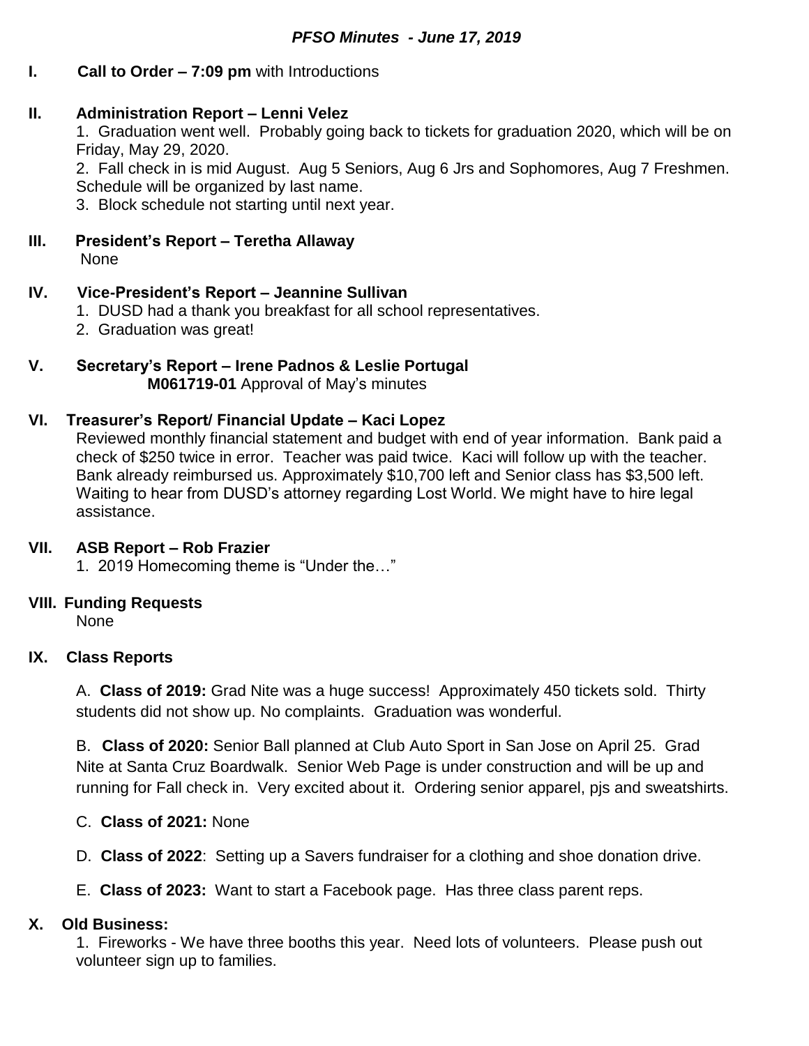# *PFSO Minutes - June 17, 2019*

**I. Call to Order – 7:09 pm** with Introductions

**II. Administration Report – Lenni Velez**

1. Graduation went well. Probably going back to tickets for graduation 2020, which will be on Friday, May 29, 2020.
2. Fall check in is mid August. Aug 5 Seniors, Aug 6 Jrs and Sophomores, Aug 7 Freshmen. Schedule will be organized by last name.
3. Block schedule not starting until next year.

**III. President's Report – Teretha Allaway**

None

**IV. Vice-President's Report – Jeannine Sullivan**

1. DUSD had a thank you breakfast for all school representatives.
2. Graduation was great!

**V. Secretary's Report – Irene Padnos & Leslie Portugal**

**M061719-01** Approval of May's minutes

**VI. Treasurer's Report/ Financial Update – Kaci Lopez**

Reviewed monthly financial statement and budget with end of year information. Bank paid a check of $250 twice in error. Teacher was paid twice. Kaci will follow up with the teacher. Bank already reimbursed us. Approximately $10,700 left and Senior class has $3,500 left. Waiting to hear from DUSD's attorney regarding Lost World. We might have to hire legal assistance.

**VII. ASB Report – Rob Frazier**

1. 2019 Homecoming theme is "Under the…"

**VIII. Funding Requests**

None

**IX. Class Reports**

A. **Class of 2019:** Grad Nite was a huge success! Approximately 450 tickets sold. Thirty students did not show up. No complaints. Graduation was wonderful.

B. **Class of 2020:** Senior Ball planned at Club Auto Sport in San Jose on April 25. Grad Nite at Santa Cruz Boardwalk. Senior Web Page is under construction and will be up and running for Fall check in. Very excited about it. Ordering senior apparel, pjs and sweatshirts.

C. **Class of 2021:** None

D. **Class of 2022**: Setting up a Savers fundraiser for a clothing and shoe donation drive.

E. **Class of 2023:** Want to start a Facebook page. Has three class parent reps.

**X. Old Business:**

1. Fireworks - We have three booths this year. Need lots of volunteers. Please push out volunteer sign up to families.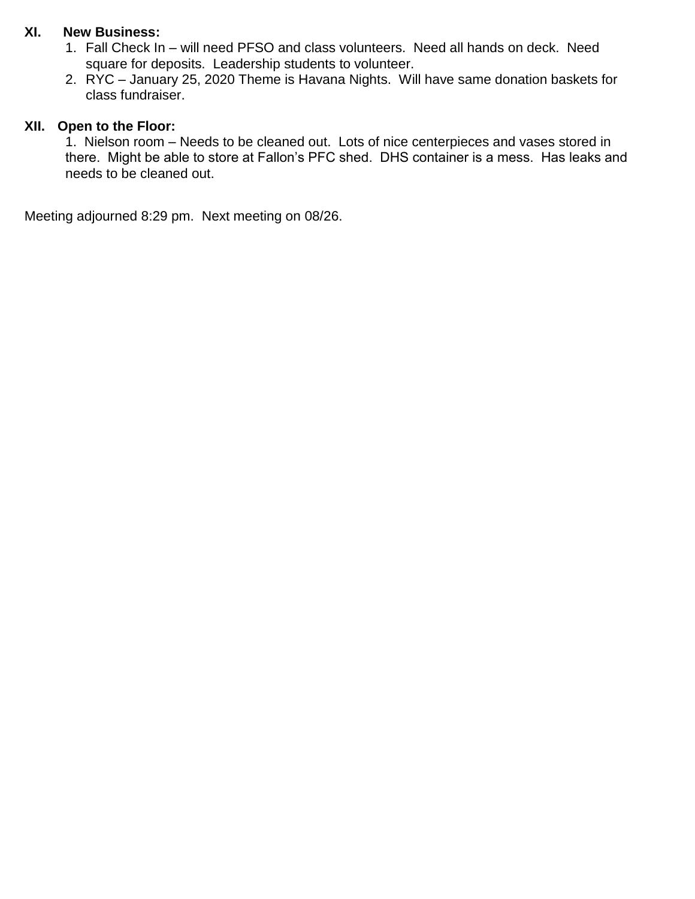**XI. New Business:**

1. Fall Check In – will need PFSO and class volunteers. Need all hands on deck. Need square for deposits. Leadership students to volunteer.
2. RYC – January 25, 2020 Theme is Havana Nights. Will have same donation baskets for class fundraiser.

**XII. Open to the Floor:**

1. Nielson room – Needs to be cleaned out. Lots of nice centerpieces and vases stored in there. Might be able to store at Fallon's PFC shed. DHS container is a mess. Has leaks and needs to be cleaned out.

Meeting adjourned 8:29 pm. Next meeting on 08/26.